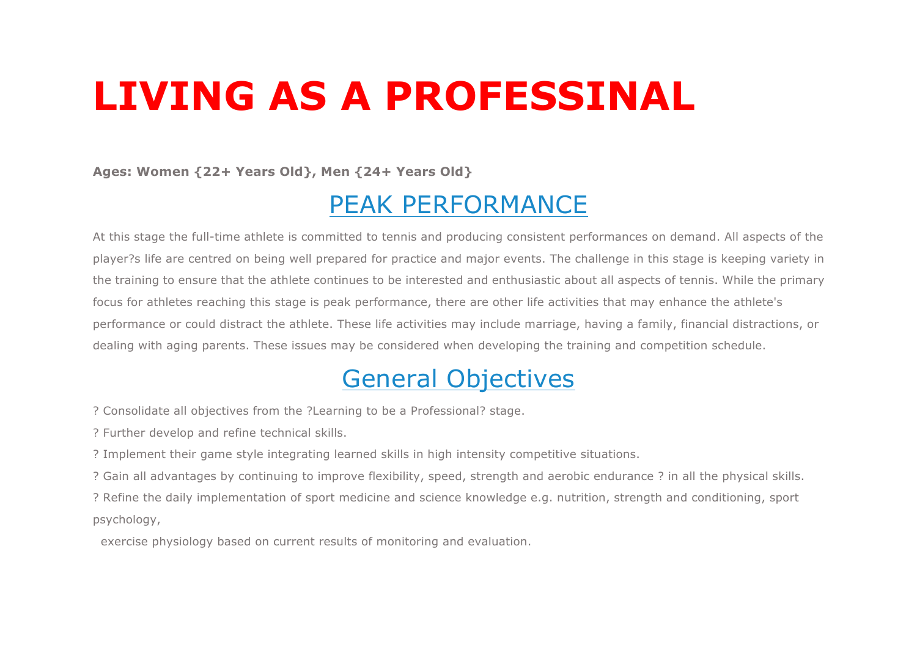# LIVING AS A PROFESSINAL

**Ages: Women {22+ Years Old}, Men {24+ Years Old}**

## PEAK PERFORMANCE

At this stage the full-time athlete is committed to tennis and producing consistent performances on demand. All aspects of the player?s life are centred on being well prepared for practice and major events. The challenge in this stage is keeping variety in the training to ensure that the athlete continues to be interested and enthusiastic about all aspects of tennis. While the primary focus for athletes reaching this stage is peak performance, there are other life activities that may enhance the athlete's performance or could distract the athlete. These life activities may include marriage, having a family, financial distractions, or dealing with aging parents. These issues may be considered when developing the training and competition schedule.

## General Objectives

? Consolidate all objectives from the ?Learning to be a Professional? stage.

? Further develop and refine technical skills.

? Implement their game style integrating learned skills in high intensity competitive situations.

? Gain all advantages by continuing to improve flexibility, speed, strength and aerobic endurance ? in all the physical skills.

? Refine the daily implementation of sport medicine and science knowledge e.g. nutrition, strength and conditioning, sport psychology,
exercise physiology based on current results of monitoring and evaluation.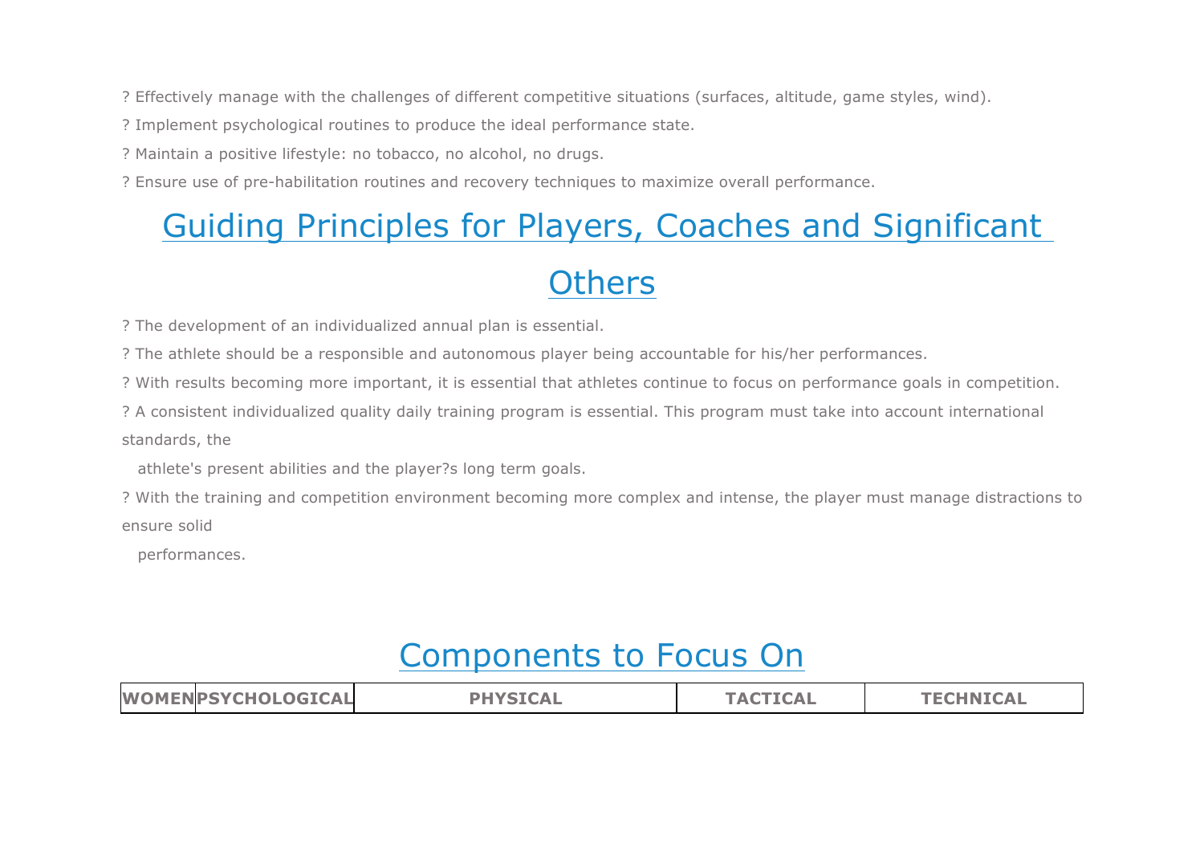? Effectively manage with the challenges of different competitive situations (surfaces, altitude, game styles, wind).

? Implement psychological routines to produce the ideal performance state.

? Maintain a positive lifestyle: no tobacco, no alcohol, no drugs.

? Ensure use of pre-habilitation routines and recovery techniques to maximize overall performance.

## Guiding Principles for Players, Coaches and Significant Others

? The development of an individualized annual plan is essential.

? The athlete should be a responsible and autonomous player being accountable for his/her performances.

? With results becoming more important, it is essential that athletes continue to focus on performance goals in competition.

? A consistent individualized quality daily training program is essential. This program must take into account international standards, the athlete's present abilities and the player?s long term goals.

? With the training and competition environment becoming more complex and intense, the player must manage distractions to ensure solid performances.

## Components to Focus On

| WOMEN | PSYCHOLOGICAL | PHYSICAL | TACTICAL | TECHNICAL |
|---|---|---|---|---|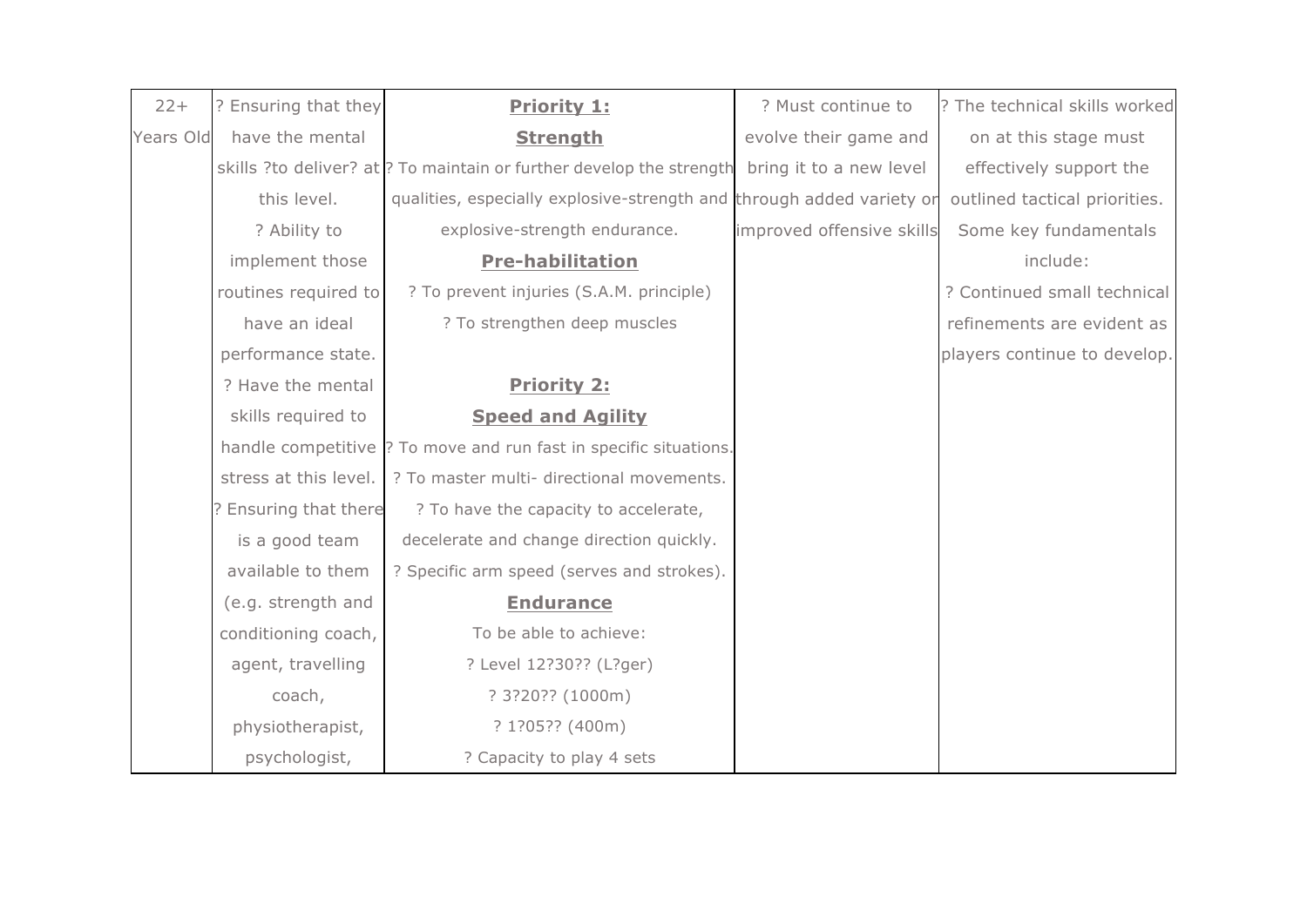| | | | | |
|---|---|---|---|---|
| 22+ Years Old | ? Ensuring that they have the mental skills ?to deliver? at this level.<br>? Ability to implement those routines required to have an ideal performance state.<br>? Have the mental skills required to handle competitive stress at this level.<br>? Ensuring that there is a good team available to them (e.g. strength and conditioning coach, agent, travelling coach, physiotherapist, psychologist, | **Priority 1:**<br>**Strength**<br>? To maintain or further develop the strength qualities, especially explosive-strength and explosive-strength endurance.<br>**Pre-habilitation**<br>? To prevent injuries (S.A.M. principle)<br>? To strengthen deep muscles<br><br>**Priority 2:**<br>**Speed and Agility**<br>? To move and run fast in specific situations.<br>? To master multi- directional movements.<br>? To have the capacity to accelerate, decelerate and change direction quickly.<br>? Specific arm speed (serves and strokes).<br>**Endurance**<br>To be able to achieve:<br>? Level 12?30?? (L?ger)<br>? 3?20?? (1000m)<br>? 1?05?? (400m)<br>? Capacity to play 4 sets | ? Must continue to evolve their game and bring it to a new level through added variety or improved offensive skills | ? The technical skills worked on at this stage must effectively support the outlined tactical priorities. Some key fundamentals include:<br>? Continued small technical refinements are evident as players continue to develop. |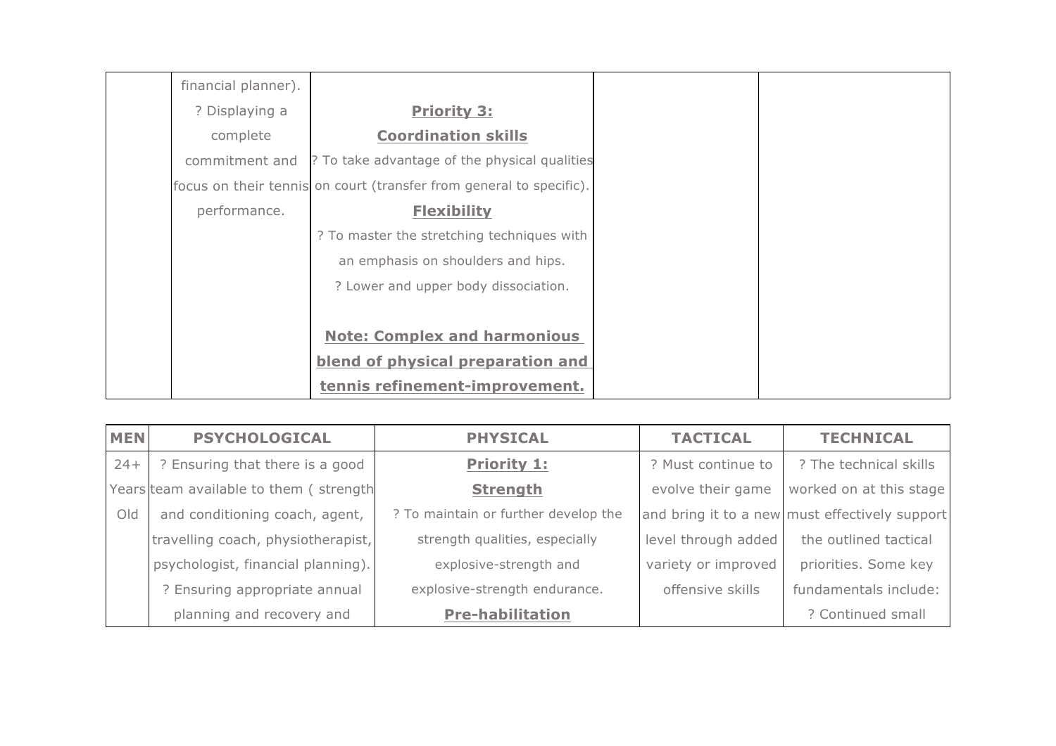| | | | | |
|---|---|---|---|---|
| | financial planner). ? Displaying a complete commitment and focus on their tennis performance. | **Priority 3: Coordination skills** ? To take advantage of the physical qualities on court (transfer from general to specific). **Flexibility** ? To master the stretching techniques with an emphasis on shoulders and hips. ? Lower and upper body dissociation. **Note: Complex and harmonious blend of physical preparation and tennis refinement-improvement.** | | |

| MEN | PSYCHOLOGICAL | PHYSICAL | TACTICAL | TECHNICAL |
|---|---|---|---|---|
| 24+ Years Old | ? Ensuring that there is a good team available to them ( strength and conditioning coach, agent, travelling coach, physiotherapist, psychologist, financial planning). ? Ensuring appropriate annual planning and recovery and | **Priority 1: Strength** ? To maintain or further develop the strength qualities, especially explosive-strength and explosive-strength endurance. **Pre-habilitation** | ? Must continue to evolve their game and bring it to a new level through added variety or improved offensive skills | ? The technical skills worked on at this stage must effectively support the outlined tactical priorities. Some key fundamentals include: ? Continued small |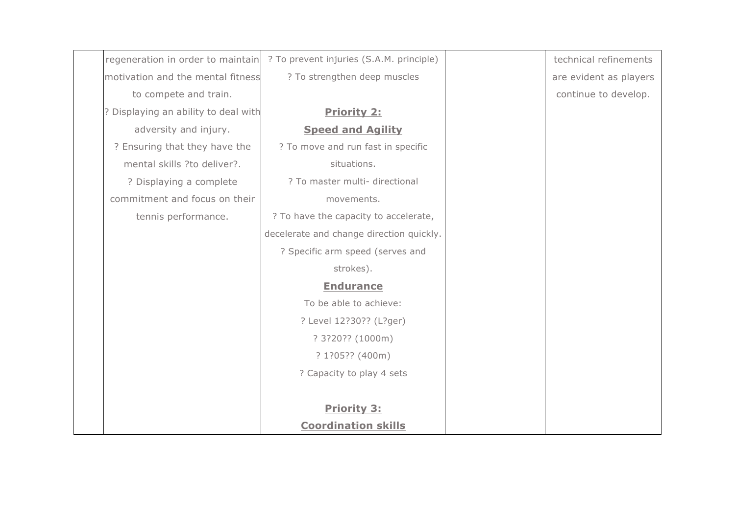| | | | | |
|---|---|---|---|---|
| | regeneration in order to maintain motivation and the mental fitness to compete and train.<br>? Displaying an ability to deal with adversity and injury.<br>? Ensuring that they have the mental skills ?to deliver?.<br>? Displaying a complete commitment and focus on their tennis performance. | ? To prevent injuries (S.A.M. principle)<br>? To strengthen deep muscles<br><br>**Priority 2:**<br>**Speed and Agility**<br>? To move and run fast in specific situations.<br>? To master multi- directional movements.<br>? To have the capacity to accelerate, decelerate and change direction quickly.<br>? Specific arm speed (serves and strokes).<br>**Endurance**<br>To be able to achieve:<br>? Level 12?30?? (L?ger)<br>? 3?20?? (1000m)<br>? 1?05?? (400m)<br>? Capacity to play 4 sets<br><br>**Priority 3:**<br>**Coordination skills** | | technical refinements are evident as players continue to develop. |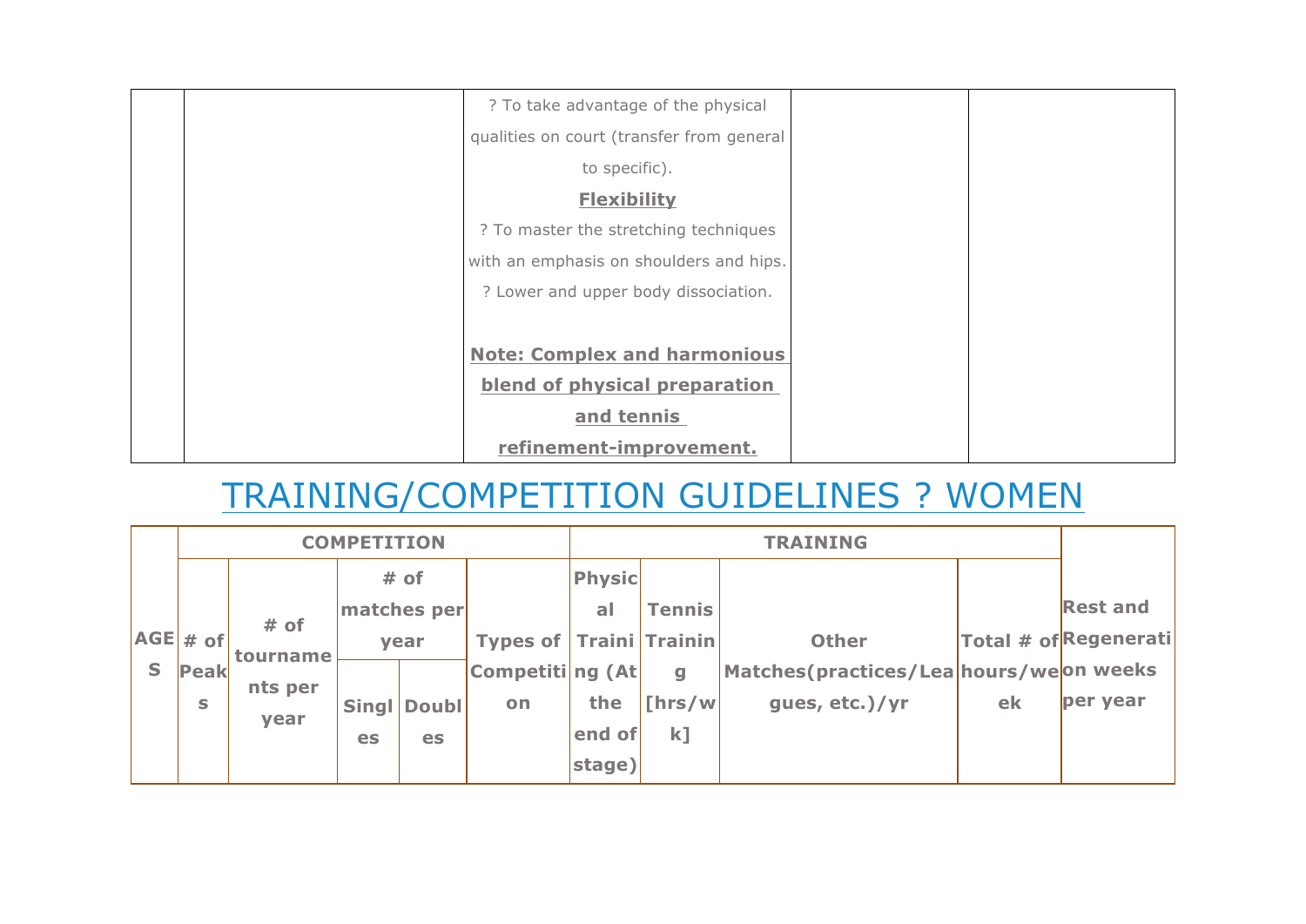| | | | | |
|---|---|---|---|---|
| | | ? To take advantage of the physical qualities on court (transfer from general to specific).<br>**Flexibility**<br>? To master the stretching techniques with an emphasis on shoulders and hips.<br>? Lower and upper body dissociation.<br><br>**Note: Complex and harmonious blend of physical preparation and tennis refinement-improvement.** | | |

## TRAINING/COMPETITION GUIDELINES ? WOMEN

| AGES | COMPETITION | | | | | TRAINING | | | | Rest and Regeneration weeks per year |
|---|---|---|---|---|---|---|---|---|---|---|
| | # of Peaks | # of tournaments per year | # of matches per year | | Types of Competition | Physical Training (At the end of stage) | Tennis Training [hrs/wk] | Other Matches(practices/Leagues, etc.)/yr | Total # of hours/week | |
| | | | Singles | Doubles | | | | | | |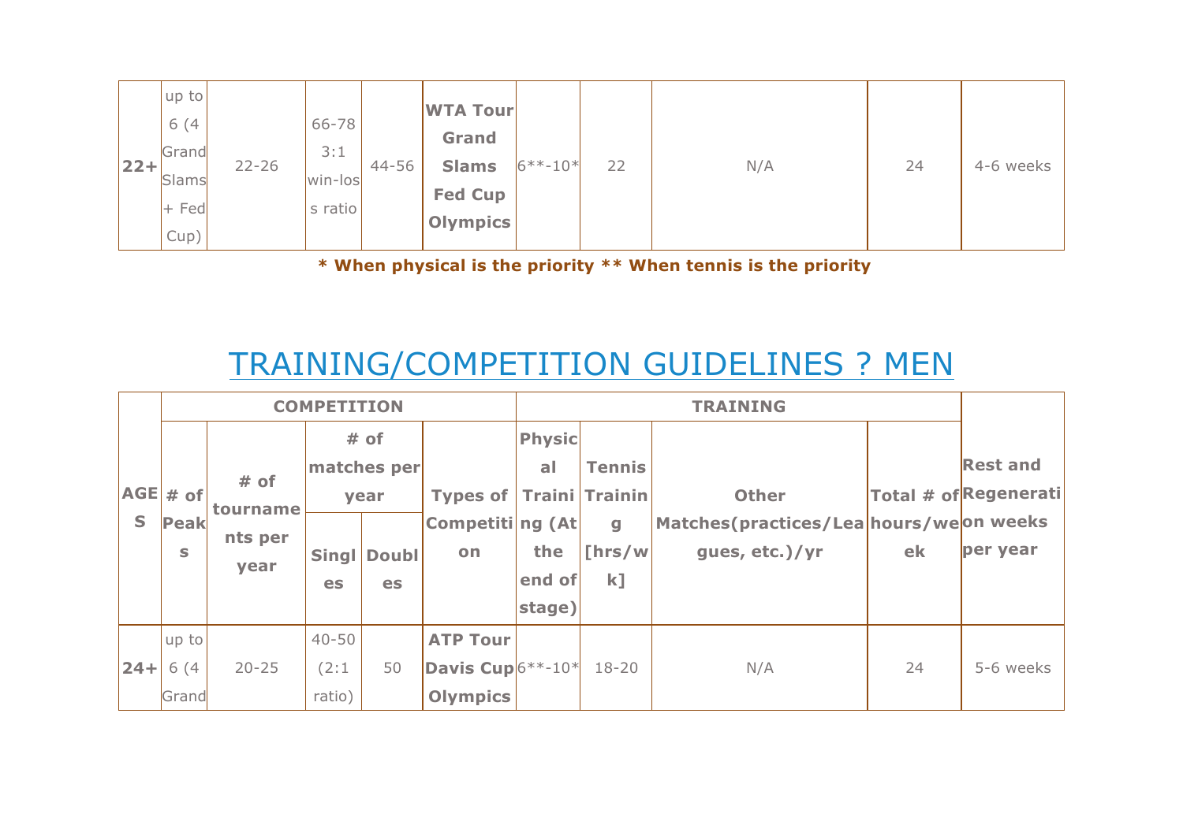| 22+ | up to 6 (4 Grand Slams + Fed Cup) | 22-26 | 66-78 3:1 win-loss ratio | 44-56 | **WTA Tour Grand Slams Fed Cup Olympics** | 6**-10* | 22 | N/A | 24 | 4-6 weeks |
|---|---|---|---|---|---|---|---|---|---|---|

**\* When physical is the priority \*\* When tennis is the priority**

# TRAINING/COMPETITION GUIDELINES ? MEN

| AGES | COMPETITION | | | | | TRAINING | | | | Rest and Regeneration weeks per year |
|---|---|---|---|---|---|---|---|---|---|---|
| | # of Peaks | # of tournaments per year | # of matches per year | | Types of Competition | Physical Training (At the end of stage) | Tennis Training [hrs/wk] | Other Matches(practices/Leagues, etc.)/yr | Total # of hours/week | |
| | | | Singles | Doubles | | | | | | |
| 24+ | up to 6 (4 Grand | 20-25 | 40-50 (2:1 ratio) | 50 | **ATP Tour Davis Cup Olympics** | 6**-10* | 18-20 | N/A | 24 | 5-6 weeks |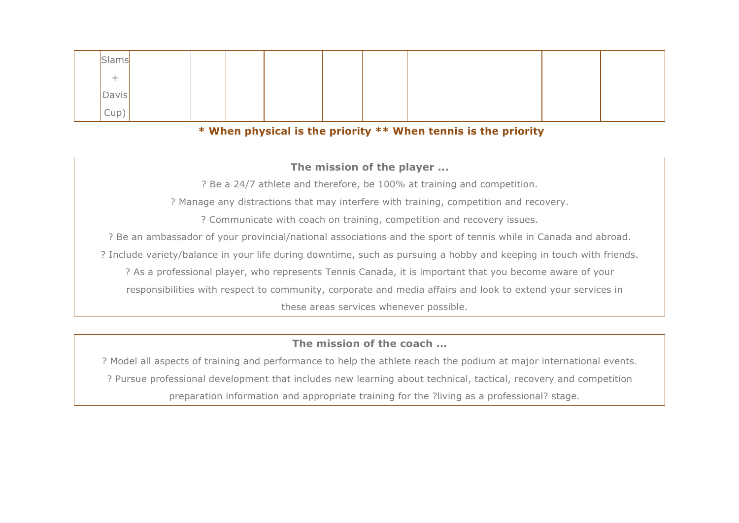| | Slams + Davis Cup) | | | | | | | | | |
|---|---|---|---|---|---|---|---|---|---|---|

**\* When physical is the priority \*\* When tennis is the priority**

**The mission of the player ...**

? Be a 24/7 athlete and therefore, be 100% at training and competition.

? Manage any distractions that may interfere with training, competition and recovery.

? Communicate with coach on training, competition and recovery issues.

? Be an ambassador of your provincial/national associations and the sport of tennis while in Canada and abroad.

? Include variety/balance in your life during downtime, such as pursuing a hobby and keeping in touch with friends.

? As a professional player, who represents Tennis Canada, it is important that you become aware of your responsibilities with respect to community, corporate and media affairs and look to extend your services in these areas services whenever possible.

**The mission of the coach ...**

? Model all aspects of training and performance to help the athlete reach the podium at major international events.

? Pursue professional development that includes new learning about technical, tactical, recovery and competition preparation information and appropriate training for the ?living as a professional? stage.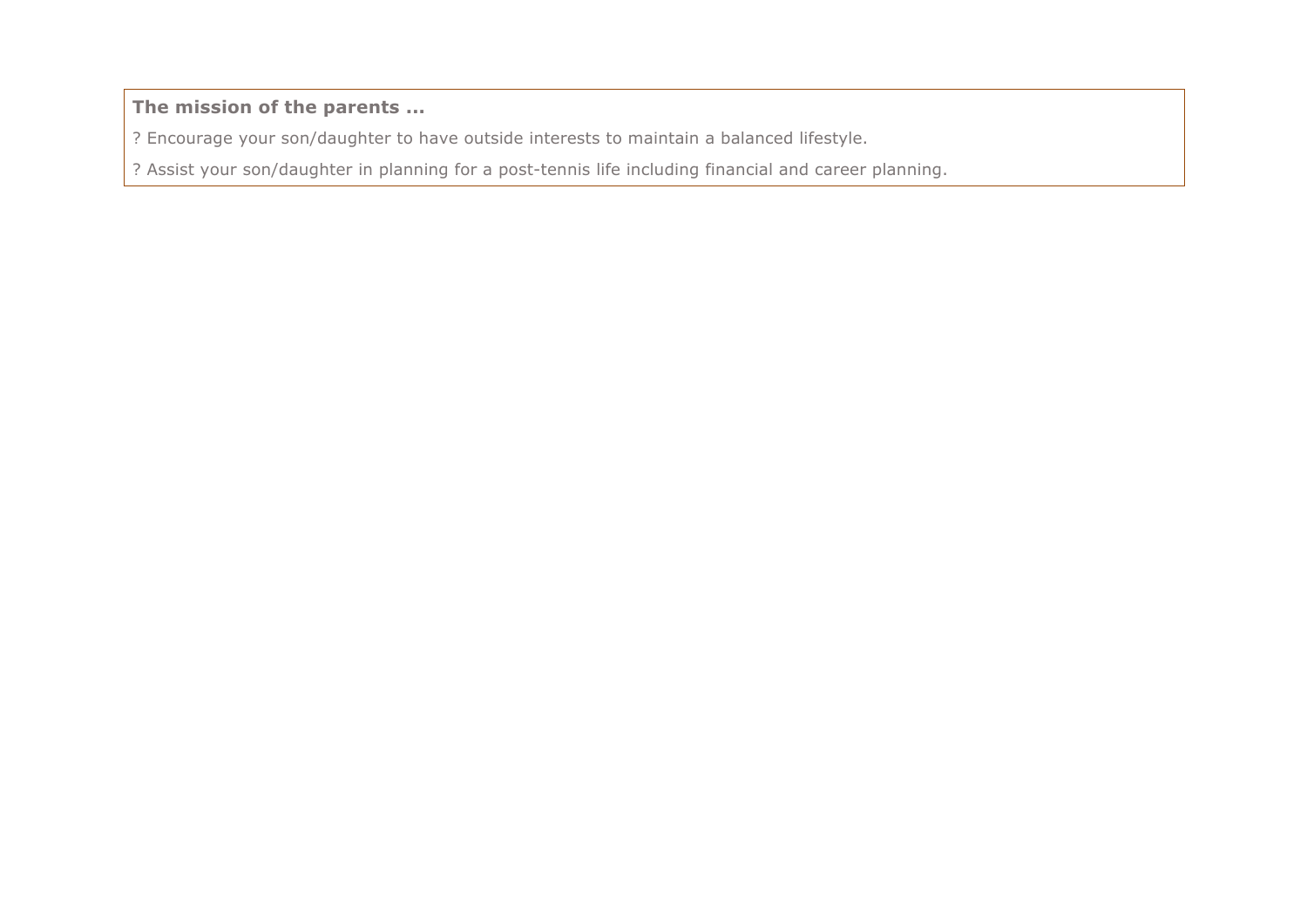**The mission of the parents ...**

? Encourage your son/daughter to have outside interests to maintain a balanced lifestyle.

? Assist your son/daughter in planning for a post-tennis life including financial and career planning.